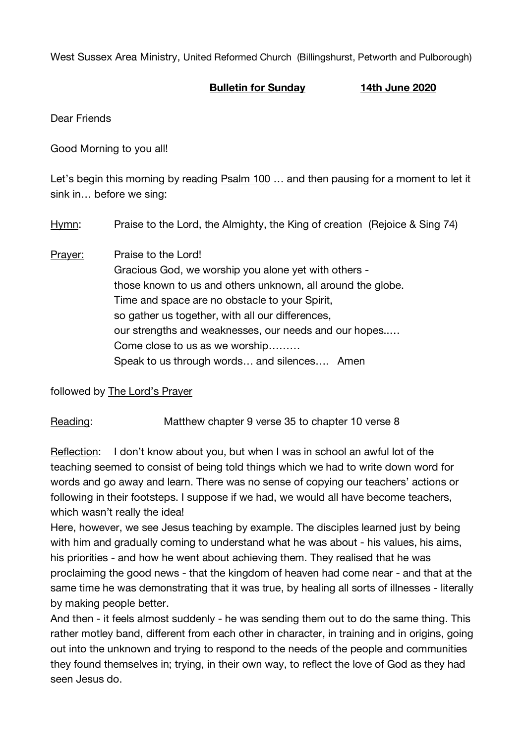West Sussex Area Ministry, United Reformed Church (Billingshurst, Petworth and Pulborough)

**Bulletin for Sunday 14th June 2020**

Dear Friends

Good Morning to you all!

Let's begin this morning by reading Psalm 100 … and then pausing for a moment to let it sink in… before we sing:

Hymn: Praise to the Lord, the Almighty, the King of creation (Rejoice & Sing 74)

Prayer: Praise to the Lord!
Gracious God, we worship you alone yet with others -
those known to us and others unknown, all around the globe.
Time and space are no obstacle to your Spirit,
so gather us together, with all our differences,
our strengths and weaknesses, our needs and our hopes..…
Come close to us as we worship………
Speak to us through words… and silences…. Amen

followed by The Lord's Prayer

Reading: Matthew chapter 9 verse 35 to chapter 10 verse 8

Reflection: I don't know about you, but when I was in school an awful lot of the teaching seemed to consist of being told things which we had to write down word for words and go away and learn. There was no sense of copying our teachers' actions or following in their footsteps. I suppose if we had, we would all have become teachers, which wasn't really the idea!

Here, however, we see Jesus teaching by example. The disciples learned just by being with him and gradually coming to understand what he was about - his values, his aims, his priorities - and how he went about achieving them. They realised that he was proclaiming the good news - that the kingdom of heaven had come near - and that at the same time he was demonstrating that it was true, by healing all sorts of illnesses - literally by making people better.

And then - it feels almost suddenly - he was sending them out to do the same thing. This rather motley band, different from each other in character, in training and in origins, going out into the unknown and trying to respond to the needs of the people and communities they found themselves in; trying, in their own way, to reflect the love of God as they had seen Jesus do.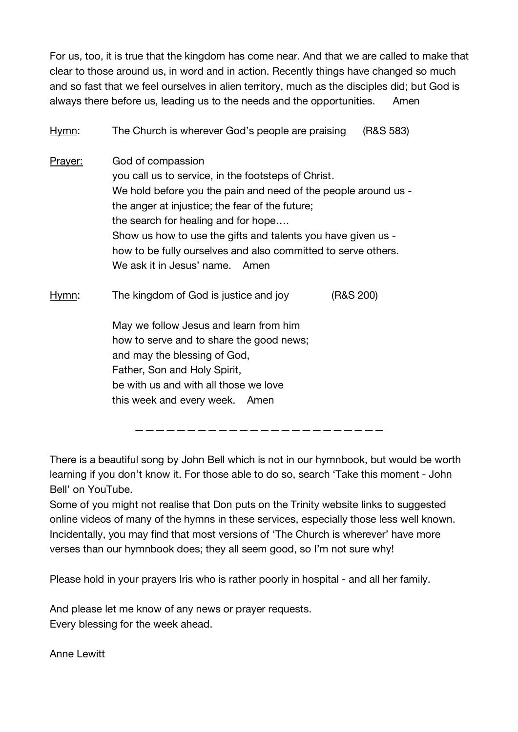For us, too, it is true that the kingdom has come near. And that we are called to make that clear to those around us, in word and in action. Recently things have changed so much and so fast that we feel ourselves in alien territory, much as the disciples did; but God is always there before us, leading us to the needs and the opportunities.    Amen

Hymn:    The Church is wherever God's people are praising    (R&S 583)

Prayer:    God of compassion
you call us to service, in the footsteps of Christ.
We hold before you the pain and need of the people around us -
the anger at injustice; the fear of the future;
the search for healing and for hope….
Show us how to use the gifts and talents you have given us -
how to be fully ourselves and also committed to serve others.
We ask it in Jesus' name.   Amen

Hymn:    The kingdom of God is justice and joy    (R&S 200)

May we follow Jesus and learn from him
how to serve and to share the good news;
and may the blessing of God,
Father, Son and Holy Spirit,
be with us and with all those we love
this week and every week.   Amen

---

There is a beautiful song by John Bell which is not in our hymnbook, but would be worth learning if you don't know it. For those able to do so, search 'Take this moment - John Bell' on YouTube.
Some of you might not realise that Don puts on the Trinity website links to suggested online videos of many of the hymns in these services, especially those less well known. Incidentally, you may find that most versions of 'The Church is wherever' have more verses than our hymnbook does; they all seem good, so I'm not sure why!

Please hold in your prayers Iris who is rather poorly in hospital - and all her family.

And please let me know of any news or prayer requests.
Every blessing for the week ahead.

Anne Lewitt